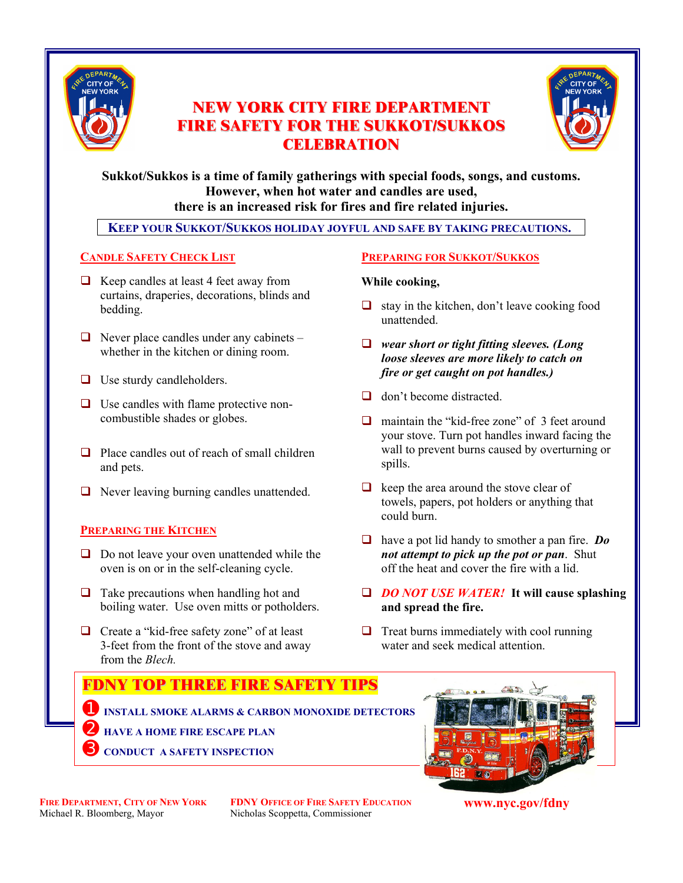# NEW YORK CITY FIRE DEPARTMENT FIRE SAFETY FOR THE SUKKOT/SUKKOS CELEBRATION

**Sukkot/Sukkos is a time of family gatherings with special foods, songs, and customs. However, when hot water and candles are used, there is an increased risk for fires and fire related injuries.**

**KEEP YOUR SUKKOT/SUKKOS HOLIDAY JOYFUL AND SAFE BY TAKING PRECAUTIONS.**

## CANDLE SAFETY CHECK LIST

- ❑ Keep candles at least 4 feet away from curtains, draperies, decorations, blinds and bedding.
- ❑ Never place candles under any cabinets – whether in the kitchen or dining room.
- ❑ Use sturdy candleholders.
- ❑ Use candles with flame protective non-combustible shades or globes.
- ❑ Place candles out of reach of small children and pets.
- ❑ Never leaving burning candles unattended.

## PREPARING THE KITCHEN

- ❑ Do not leave your oven unattended while the oven is on or in the self-cleaning cycle.
- ❑ Take precautions when handling hot and boiling water. Use oven mitts or potholders.
- ❑ Create a "kid-free safety zone" of at least 3-feet from the front of the stove and away from the *Blech.*

## PREPARING FOR SUKKOT/SUKKOS

**While cooking,**

- ❑ stay in the kitchen, don't leave cooking food unattended.
- ❑ ***wear short or tight fitting sleeves. (Long loose sleeves are more likely to catch on fire or get caught on pot handles.)***
- ❑ don't become distracted.
- ❑ maintain the "kid-free zone" of 3 feet around your stove. Turn pot handles inward facing the wall to prevent burns caused by overturning or spills.
- ❑ keep the area around the stove clear of towels, papers, pot holders or anything that could burn.
- ❑ have a pot lid handy to smother a pan fire. ***Do not attempt to pick up the pot or pan***. Shut off the heat and cover the fire with a lid.
- ❑ ***DO NOT USE WATER!*** **It will cause splashing and spread the fire.**
- ❑ Treat burns immediately with cool running water and seek medical attention.

## FDNY TOP THREE FIRE SAFETY TIPS

1. **INSTALL SMOKE ALARMS & CARBON MONOXIDE DETECTORS**
2. **HAVE A HOME FIRE ESCAPE PLAN**
3. **CONDUCT A SAFETY INSPECTION**

**FIRE DEPARTMENT, CITY OF NEW YORK**
Michael R. Bloomberg, Mayor

**FDNY OFFICE OF FIRE SAFETY EDUCATION**
Nicholas Scoppetta, Commissioner

**www.nyc.gov/fdny**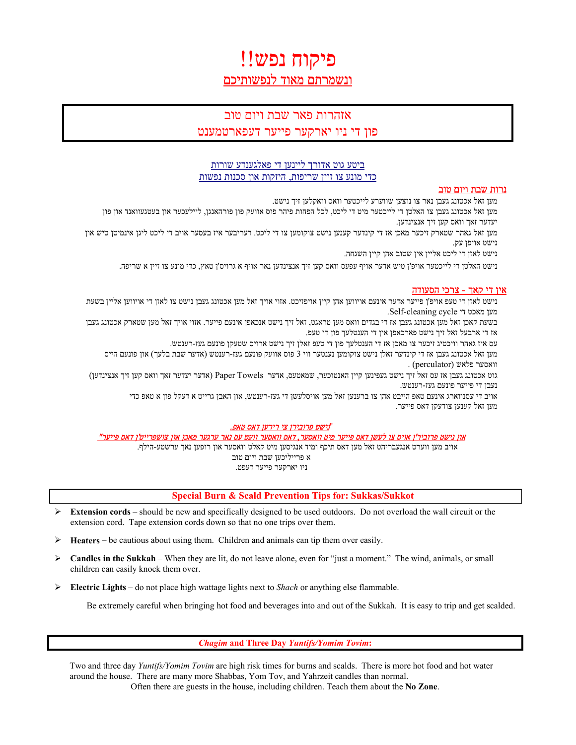# פיקוח נפש!!

**ונשמרתם מאוד לנפשותיכם**

## אזהרות פאר שבת ויום טוב
## פון די ניו יארקער פייער דעפארטמענט

**ביטע גוט אדורך ליינען די פאלגענדע שורות**
**כדי מונע צו זיין שריפות, היזקות און סכנות נפשות**

### נרות שבת ויום טוב

מען זאל אכטונג געבן נאר צו נוצען שווערע לייכטער וואס וואקלען זיך נישט.

מען זאל אכטונג געבן צו האלטן די לייכטער מיט די ליכט, לכל הפחות פיהר פוס אוועק פון פורהאנגן, ליילעכער און בעטגעוואנד און פון יעדער זאך וואס קען זיך אנצינדען.

מען זאל גאהר שטארק זיכער מאכן אז די קינדער קענען נישט צוקומען צו די ליכט. דעריבער איז בעסער אויב די ליכט ליגן אינמיטן טיש און נישט אויפן עק.

נישט לאזן די ליכט אליין אין שטוב אהן קיין השגחה.

נישט האלטן די לייכטער אויפ'ן טיש אדער אויף עפעס וואס קען זיך אנצינדען נאר אויף א גרויס'ן טאץ, כדי מונע צו זיין א שריפה.

### אין די קאך - צרכי הסעודה

נישט לאזן די טעפ אויפ'ן פייער אדער אינעם אויוועון אהן קיין אויפזיכט. אזוי אויך זאל מען אכטונג געבן נישט צו לאזן די אויוועון אליין בשעת מען מאכט די Self-cleaning cycle.

בשעת קאכן זאל מען אכטונג געבן אז די בגדים וואס מען טראגט, זאל זיך נישט אנכאפן אינעם פייער. אזוי אויך זאל מען שטארק אכטונג געבן אז די ארבעל זאל זיך נישט פארכאפן אין די הענטלעך פון די טעפ.

עס איז גאהר וויכטיג זיכער צו מאכן אז די הענטלעך פון די טעפ זאלן זיך נישט ארויס שטעקן פונעם געז-רענטש.

מען זאל אכטונג געבן אז די קינדער זאלן נישט צוקומען נענטער ווי 3 פוס אוועק פונעם געז-רענטש (אדער שבת בלעך) און פונעם הייס וואסער פלאש (perculator).

גוט אכטונג געבן אז עס זאל זיך נישט געפינען קיין האנטוכער, שמאטעס, אדער Paper Towels (אדער יעדער זאך וואס קען זיך אנצינדען) נעבן די פייער פונעם געז-רענטש.

אויב די עסנווארג אינעם טאפ הייבט אהן צו ברענען זאל מען אויסלעשן די געז-רענטש, און האבן גרייט א דעקל פון א טאפ כדי מען זאל קענען צודעקן דאס פייער.

*"נישט פרובירן צו רירען דאס טאפ.*

*און נישט פרוביר'ן אויס צו לעשן דאס פייער מיט וואסער, דאס וואסער וועט עס נאר ערגער מאכן און צושפרייט'ן דאס פייער"*

אויב מען ווערט אנגעבריהט זאל מען דאס תיכף ומיד אנגיסען מיט קאלט וואסער און רופען נאך ערשטע-הילף.

א פרייליכען שבת ויום טוב

ניו יארקער פייער דעפט.

## Special Burn & Scald Prevention Tips for: Sukkas/Sukkot

- **Extension cords** – should be new and specifically designed to be used outdoors. Do not overload the wall circuit or the extension cord. Tape extension cords down so that no one trips over them.
- **Heaters** – be cautious about using them. Children and animals can tip them over easily.
- **Candles in the Sukkah** – When they are lit, do not leave alone, even for "just a moment." The wind, animals, or small children can easily knock them over.
- **Electric Lights** – do not place high wattage lights next to *Shach* or anything else flammable.

Be extremely careful when bringing hot food and beverages into and out of the Sukkah. It is easy to trip and get scalded.

## *Chagim* and Three Day *Yuntifs/Yomim Tovim*:

Two and three day *Yuntifs/Yomim Tovim* are high risk times for burns and scalds. There is more hot food and hot water around the house. There are many more Shabbas, Yom Tov, and Yahrzeit candles than normal.

Often there are guests in the house, including children. Teach them about the **No Zone**.